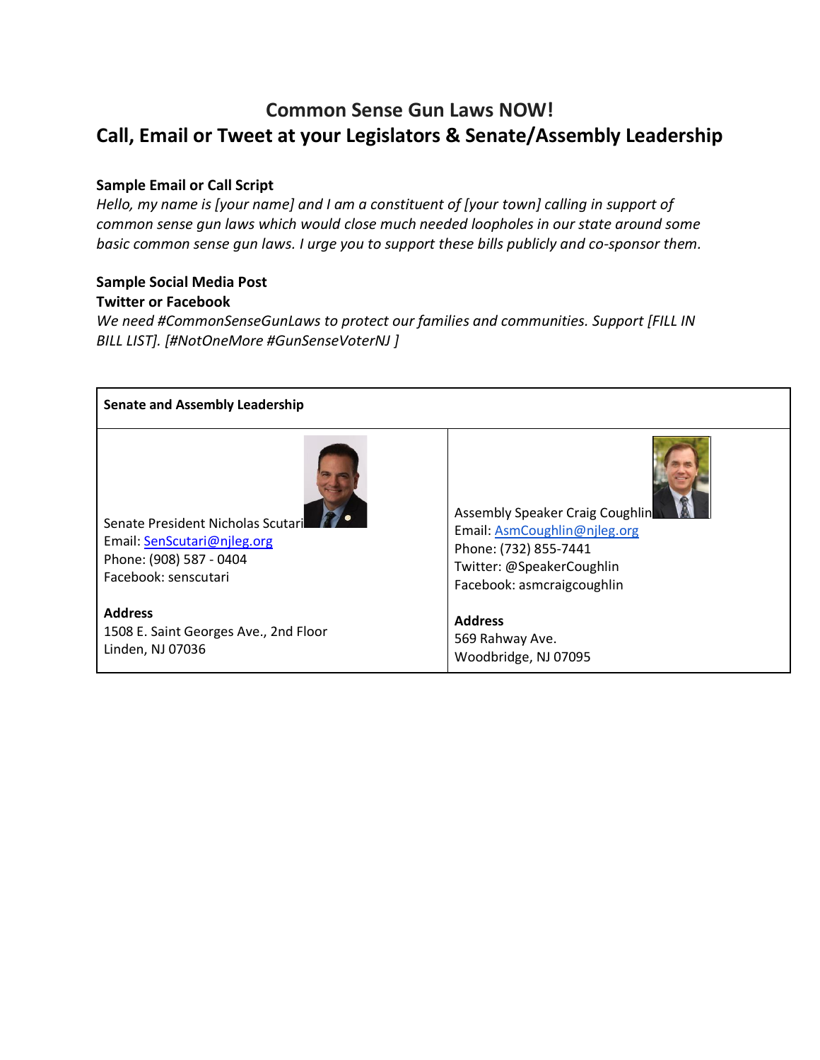# Common Sense Gun Laws NOW!

## Call, Email or Tweet at your Legislators & Senate/Assembly Leadership

**Sample Email or Call Script**

*Hello, my name is [your name] and I am a constituent of [your town] calling in support of common sense gun laws which would close much needed loopholes in our state around some basic common sense gun laws. I urge you to support these bills publicly and co-sponsor them.*

**Sample Social Media Post**

**Twitter or Facebook**

*We need #CommonSenseGunLaws to protect our families and communities. Support [FILL IN BILL LIST]. [#NotOneMore #GunSenseVoterNJ ]*

| **Senate and Assembly Leadership** | |
|---|---|
| Senate President Nicholas Scutari<br>Email: SenScutari@njleg.org<br>Phone: (908) 587 - 0404<br>Facebook: senscutari<br><br>**Address**<br>1508 E. Saint Georges Ave., 2nd Floor<br>Linden, NJ 07036 | Assembly Speaker Craig Coughlin<br>Email: AsmCoughlin@njleg.org<br>Phone: (732) 855-7441<br>Twitter: @SpeakerCoughlin<br>Facebook: asmcraigcoughlin<br><br>**Address**<br>569 Rahway Ave.<br>Woodbridge, NJ 07095 |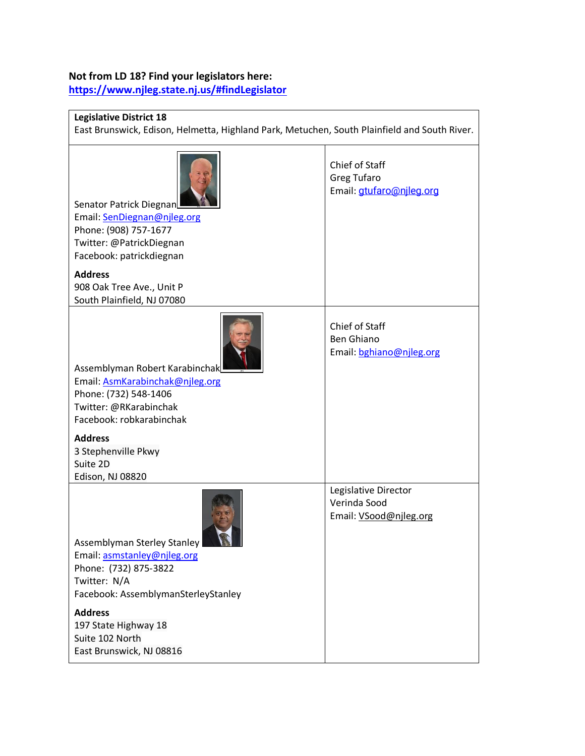**Not from LD 18? Find your legislators here:**
**https://www.njleg.state.nj.us/#findLegislator**

| **Legislative District 18**<br>East Brunswick, Edison, Helmetta, Highland Park, Metuchen, South Plainfield and South River. | |
|---|---|
| Senator Patrick Diegnan<br>Email: SenDiegnan@njleg.org<br>Phone: (908) 757-1677<br>Twitter: @PatrickDiegnan<br>Facebook: patrickdiegnan<br><br>**Address**<br>908 Oak Tree Ave., Unit P<br>South Plainfield, NJ 07080 | Chief of Staff<br>Greg Tufaro<br>Email: gtufaro@njleg.org |
| Assemblyman Robert Karabinchak<br>Email: AsmKarabinchak@njleg.org<br>Phone: (732) 548-1406<br>Twitter: @RKarabinchak<br>Facebook: robkarabinchak<br><br>**Address**<br>3 Stephenville Pkwy<br>Suite 2D<br>Edison, NJ 08820 | Chief of Staff<br>Ben Ghiano<br>Email: bghiano@njleg.org |
| Assemblyman Sterley Stanley<br>Email: asmstanley@njleg.org<br>Phone: (732) 875-3822<br>Twitter: N/A<br>Facebook: AssemblymanSterleyStanley<br><br>**Address**<br>197 State Highway 18<br>Suite 102 North<br>East Brunswick, NJ 08816 | Legislative Director<br>Verinda Sood<br>Email: VSood@njleg.org |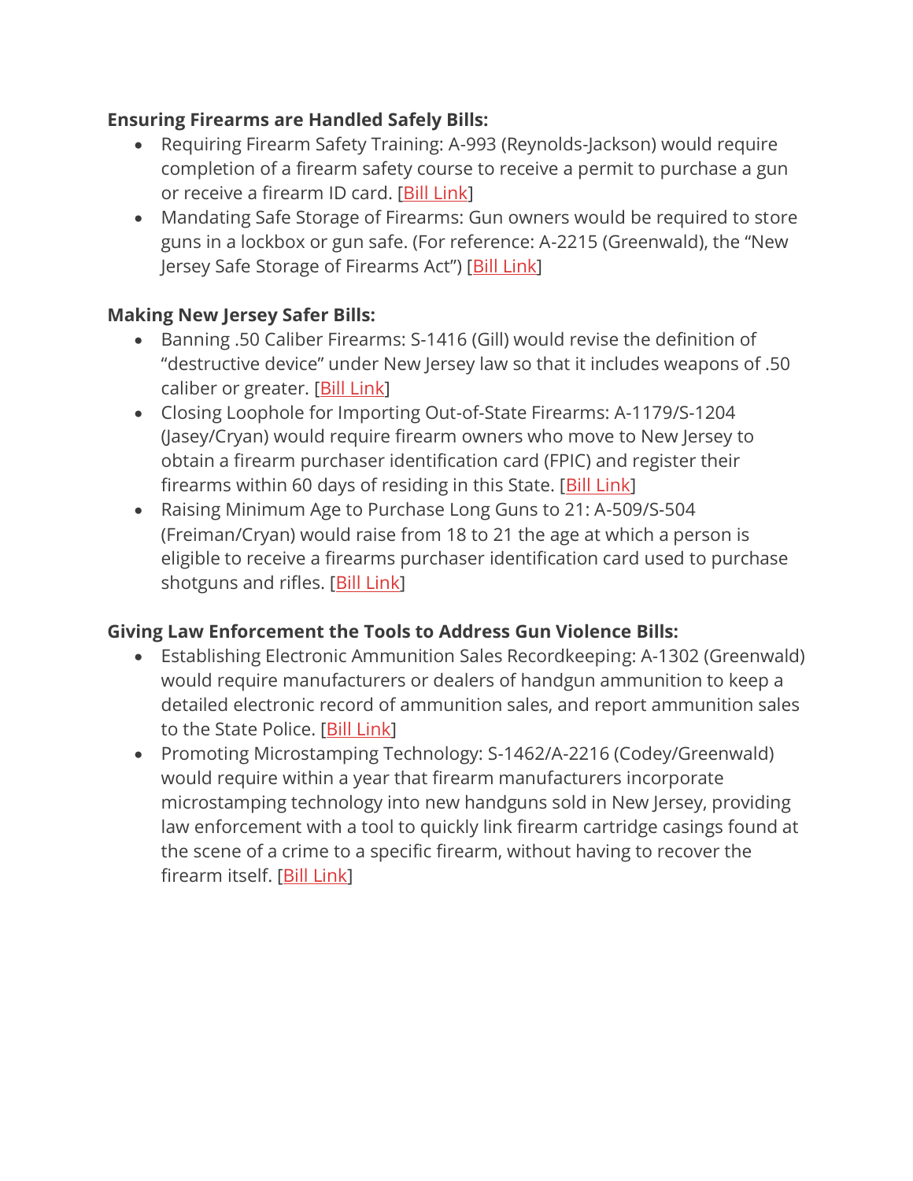**Ensuring Firearms are Handled Safely Bills:**

- Requiring Firearm Safety Training: A-993 (Reynolds-Jackson) would require completion of a firearm safety course to receive a permit to purchase a gun or receive a firearm ID card. [Bill Link]
- Mandating Safe Storage of Firearms: Gun owners would be required to store guns in a lockbox or gun safe. (For reference: A-2215 (Greenwald), the "New Jersey Safe Storage of Firearms Act") [Bill Link]

**Making New Jersey Safer Bills:**

- Banning .50 Caliber Firearms: S-1416 (Gill) would revise the definition of "destructive device" under New Jersey law so that it includes weapons of .50 caliber or greater. [Bill Link]
- Closing Loophole for Importing Out-of-State Firearms: A-1179/S-1204 (Jasey/Cryan) would require firearm owners who move to New Jersey to obtain a firearm purchaser identification card (FPIC) and register their firearms within 60 days of residing in this State. [Bill Link]
- Raising Minimum Age to Purchase Long Guns to 21: A-509/S-504 (Freiman/Cryan) would raise from 18 to 21 the age at which a person is eligible to receive a firearms purchaser identification card used to purchase shotguns and rifles. [Bill Link]

**Giving Law Enforcement the Tools to Address Gun Violence Bills:**

- Establishing Electronic Ammunition Sales Recordkeeping: A-1302 (Greenwald) would require manufacturers or dealers of handgun ammunition to keep a detailed electronic record of ammunition sales, and report ammunition sales to the State Police. [Bill Link]
- Promoting Microstamping Technology: S-1462/A-2216 (Codey/Greenwald) would require within a year that firearm manufacturers incorporate microstamping technology into new handguns sold in New Jersey, providing law enforcement with a tool to quickly link firearm cartridge casings found at the scene of a crime to a specific firearm, without having to recover the firearm itself. [Bill Link]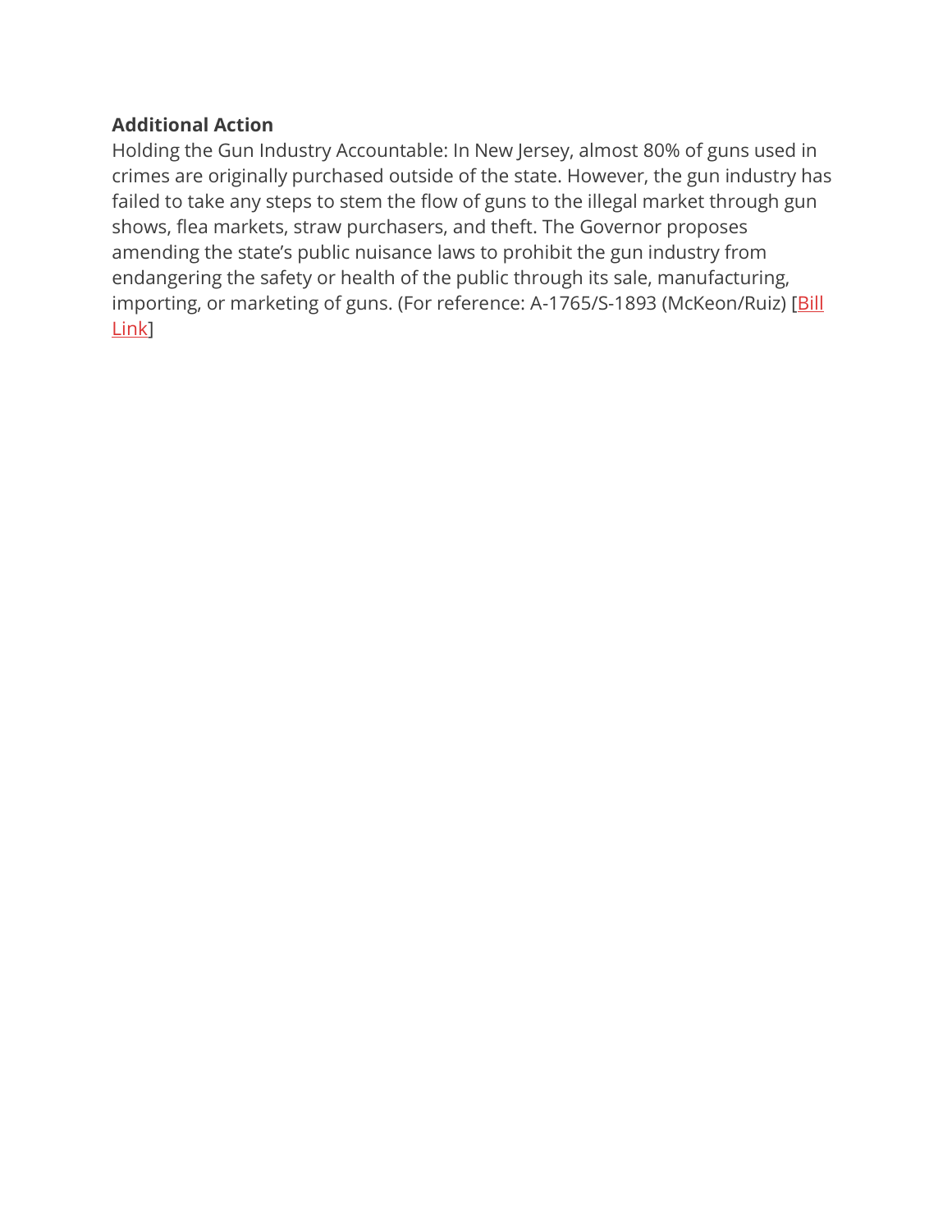**Additional Action**

Holding the Gun Industry Accountable: In New Jersey, almost 80% of guns used in crimes are originally purchased outside of the state. However, the gun industry has failed to take any steps to stem the flow of guns to the illegal market through gun shows, flea markets, straw purchasers, and theft. The Governor proposes amending the state's public nuisance laws to prohibit the gun industry from endangering the safety or health of the public through its sale, manufacturing, importing, or marketing of guns. (For reference: A-1765/S-1893 (McKeon/Ruiz) [Bill Link]